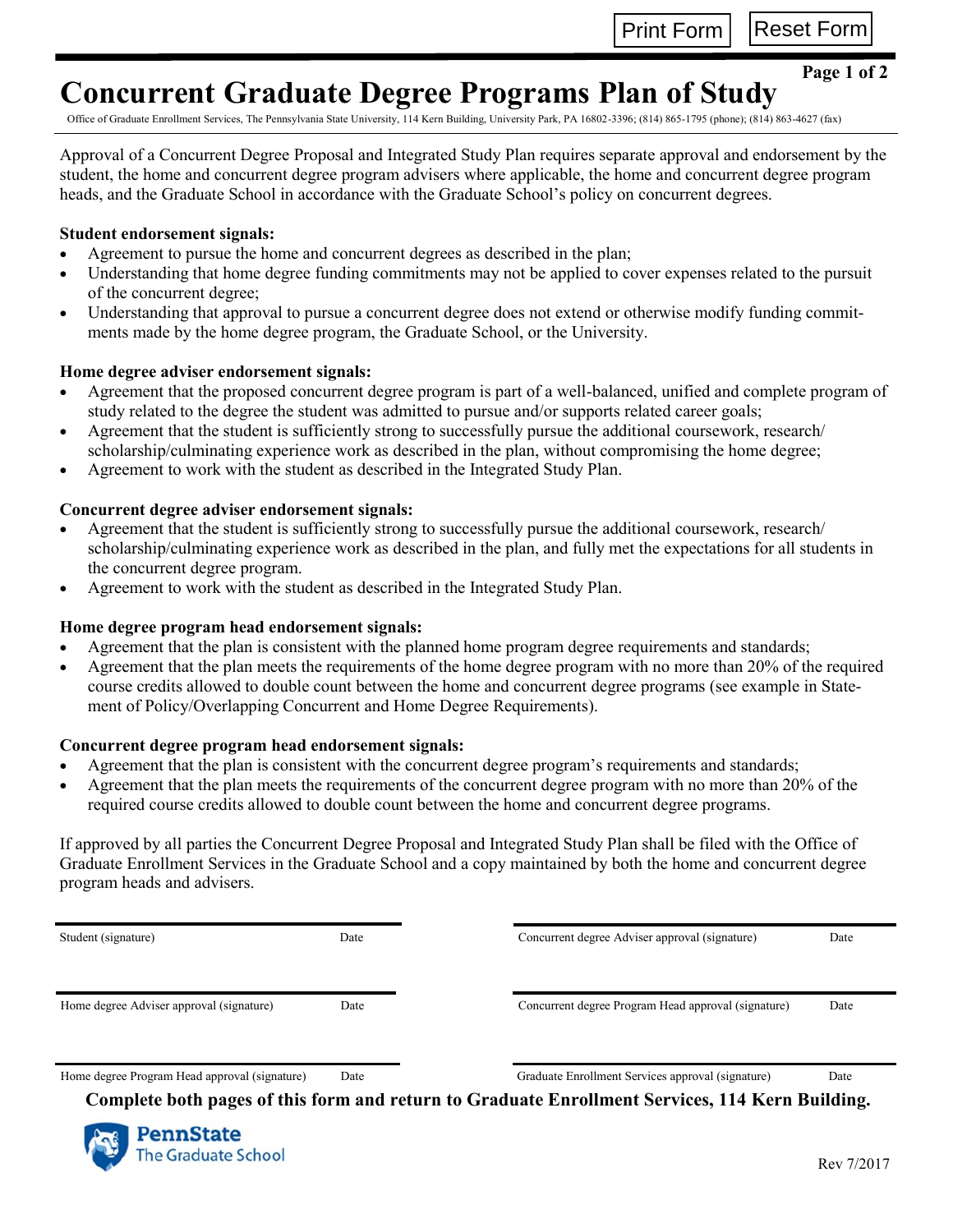# Concurrent Graduate Degree Programs Plan of Study

Office of Graduate Enrollment Services, The Pennsylvania State University, 114 Kern Building, University Park, PA 16802-3396; (814) 865-1795 (phone); (814) 863-4627 (fax)

Approval of a Concurrent Degree Proposal and Integrated Study Plan requires separate approval and endorsement by the student, the home and concurrent degree program advisers where applicable, the home and concurrent degree program heads, and the Graduate School in accordance with the Graduate School's policy on concurrent degrees.

**Student endorsement signals:**

- Agreement to pursue the home and concurrent degrees as described in the plan;
- Understanding that home degree funding commitments may not be applied to cover expenses related to the pursuit of the concurrent degree;
- Understanding that approval to pursue a concurrent degree does not extend or otherwise modify funding commitments made by the home degree program, the Graduate School, or the University.

**Home degree adviser endorsement signals:**

- Agreement that the proposed concurrent degree program is part of a well-balanced, unified and complete program of study related to the degree the student was admitted to pursue and/or supports related career goals;
- Agreement that the student is sufficiently strong to successfully pursue the additional coursework, research/scholarship/culminating experience work as described in the plan, without compromising the home degree;
- Agreement to work with the student as described in the Integrated Study Plan.

**Concurrent degree adviser endorsement signals:**

- Agreement that the student is sufficiently strong to successfully pursue the additional coursework, research/scholarship/culminating experience work as described in the plan, and fully met the expectations for all students in the concurrent degree program.
- Agreement to work with the student as described in the Integrated Study Plan.

**Home degree program head endorsement signals:**

- Agreement that the plan is consistent with the planned home program degree requirements and standards;
- Agreement that the plan meets the requirements of the home degree program with no more than 20% of the required course credits allowed to double count between the home and concurrent degree programs (see example in Statement of Policy/Overlapping Concurrent and Home Degree Requirements).

**Concurrent degree program head endorsement signals:**

- Agreement that the plan is consistent with the concurrent degree program's requirements and standards;
- Agreement that the plan meets the requirements of the concurrent degree program with no more than 20% of the required course credits allowed to double count between the home and concurrent degree programs.

If approved by all parties the Concurrent Degree Proposal and Integrated Study Plan shall be filed with the Office of Graduate Enrollment Services in the Graduate School and a copy maintained by both the home and concurrent degree program heads and advisers.

| Signature | Date | Signature | Date |
|---|---|---|---|
| Student (signature) | Date | Concurrent degree Adviser approval (signature) | Date |
| Home degree Adviser approval (signature) | Date | Concurrent degree Program Head approval (signature) | Date |
| Home degree Program Head approval (signature) | Date | Graduate Enrollment Services approval (signature) | Date |

**Complete both pages of this form and return to Graduate Enrollment Services, 114 Kern Building.**

PennState The Graduate School

Rev 7/2017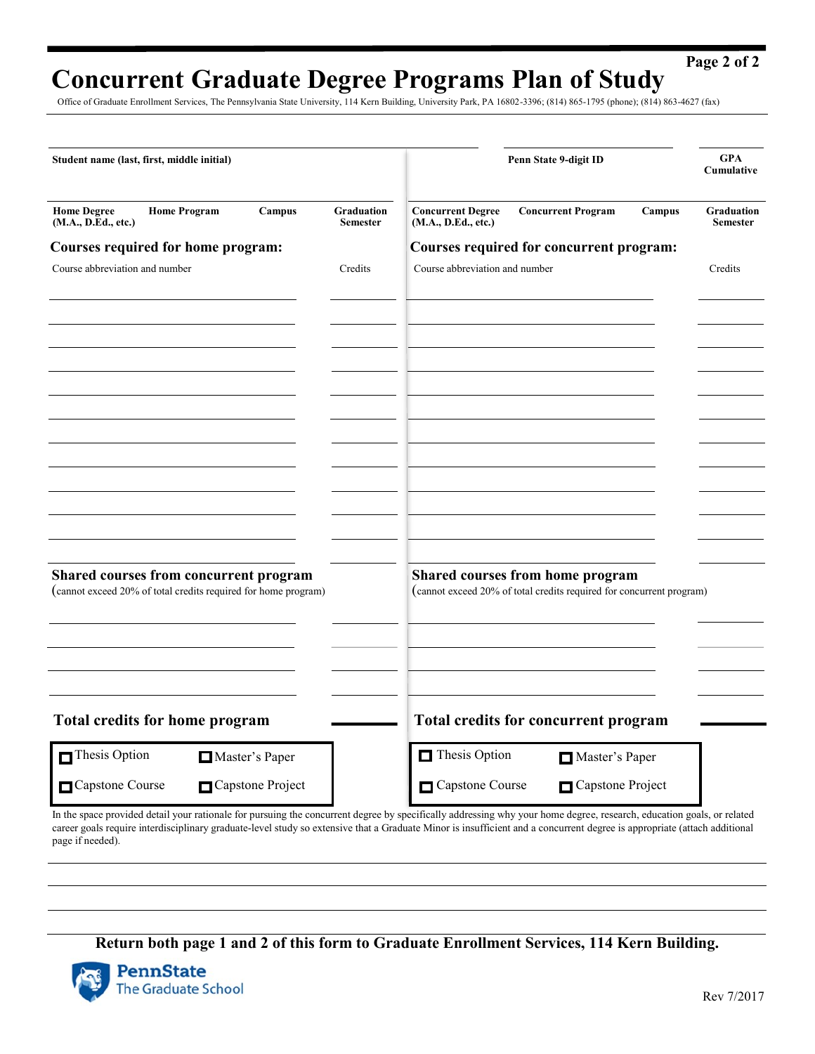# Concurrent Graduate Degree Programs Plan of Study

Office of Graduate Enrollment Services, The Pennsylvania State University, 114 Kern Building, University Park, PA 16802-3396; (814) 865-1795 (phone); (814) 863-4627 (fax)

| Student name (last, first, middle initial) | Penn State 9-digit ID | GPA Cumulative |
|---|---|---|
| | | |

| Home Degree (M.A., D.Ed., etc.) | Home Program | Campus | Graduation Semester | Concurrent Degree (M.A., D.Ed., etc.) | Concurrent Program | Campus | Graduation Semester |
|---|---|---|---|---|---|---|---|
| | | | | | | | |

## Courses required for home program:

| Course abbreviation and number | Credits |
|---|---|
| | |
| | |
| | |
| | |
| | |
| | |
| | |
| | |
| | |
| | |
| | |
| | |

## Shared courses from concurrent program

(cannot exceed 20% of total credits required for home program)

| | |
|---|---|
| | |
| | |
| | |
| | |

## Total credits for home program ______

☐ Thesis Option ☐ Master's Paper

☐ Capstone Course ☐ Capstone Project

## Courses required for concurrent program:

| Course abbreviation and number | Credits |
|---|---|
| | |
| | |
| | |
| | |
| | |
| | |
| | |
| | |
| | |
| | |
| | |
| | |

## Shared courses from home program

(cannot exceed 20% of total credits required for concurrent program)

| | |
|---|---|
| | |
| | |
| | |
| | |

## Total credits for concurrent program ______

☐ Thesis Option ☐ Master's Paper

☐ Capstone Course ☐ Capstone Project

In the space provided detail your rationale for pursuing the concurrent degree by specifically addressing why your home degree, research, education goals, or related career goals require interdisciplinary graduate-level study so extensive that a Graduate Minor is insufficient and a concurrent degree is appropriate (attach additional page if needed).

______________________________________________________________________

______________________________________________________________________

______________________________________________________________________

**Return both page 1 and 2 of this form to Graduate Enrollment Services, 114 Kern Building.**

PennState
The Graduate School

Rev 7/2017